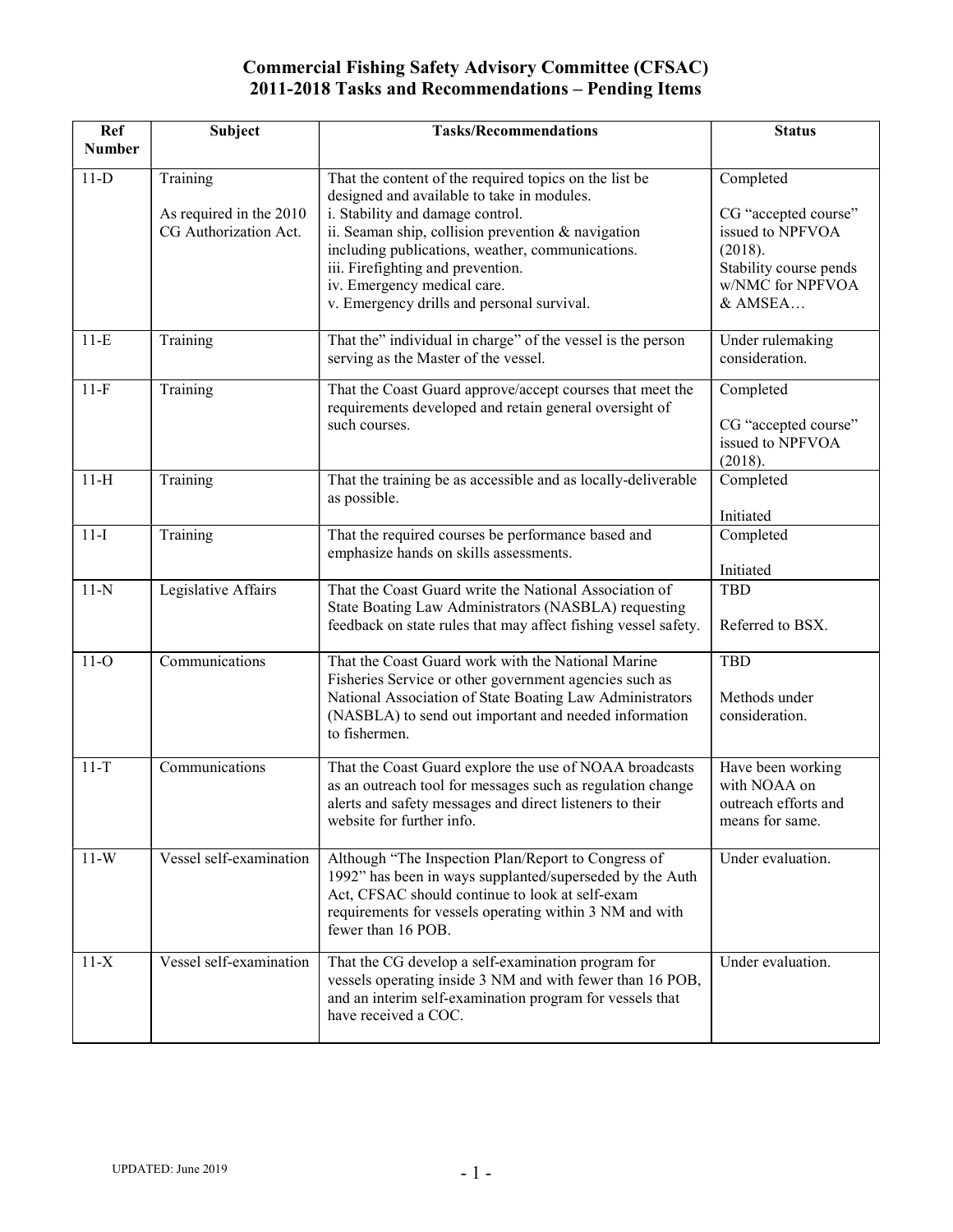# Commercial Fishing Safety Advisory Committee (CFSAC)
# 2011-2018 Tasks and Recommendations – Pending Items

| Ref Number | Subject | Tasks/Recommendations | Status |
|---|---|---|---|
| 11-D | Training<br><br>As required in the 2010 CG Authorization Act. | That the content of the required topics on the list be designed and available to take in modules.<br>i. Stability and damage control.<br>ii. Seaman ship, collision prevention & navigation including publications, weather, communications.<br>iii. Firefighting and prevention.<br>iv. Emergency medical care.<br>v. Emergency drills and personal survival. | Completed<br><br>CG "accepted course" issued to NPFVOA (2018).<br>Stability course pends w/NMC for NPFVOA & AMSEA… |
| 11-E | Training | That the" individual in charge" of the vessel is the person serving as the Master of the vessel. | Under rulemaking consideration. |
| 11-F | Training | That the Coast Guard approve/accept courses that meet the requirements developed and retain general oversight of such courses. | Completed<br><br>CG "accepted course" issued to NPFVOA (2018). |
| 11-H | Training | That the training be as accessible and as locally-deliverable as possible. | Completed<br><br>Initiated |
| 11-I | Training | That the required courses be performance based and emphasize hands on skills assessments. | Completed<br><br>Initiated |
| 11-N | Legislative Affairs | That the Coast Guard write the National Association of State Boating Law Administrators (NASBLA) requesting feedback on state rules that may affect fishing vessel safety. | TBD<br><br>Referred to BSX. |
| 11-O | Communications | That the Coast Guard work with the National Marine Fisheries Service or other government agencies such as National Association of State Boating Law Administrators (NASBLA) to send out important and needed information to fishermen. | TBD<br><br>Methods under consideration. |
| 11-T | Communications | That the Coast Guard explore the use of NOAA broadcasts as an outreach tool for messages such as regulation change alerts and safety messages and direct listeners to their website for further info. | Have been working with NOAA on outreach efforts and means for same. |
| 11-W | Vessel self-examination | Although "The Inspection Plan/Report to Congress of 1992" has been in ways supplanted/superseded by the Auth Act, CFSAC should continue to look at self-exam requirements for vessels operating within 3 NM and with fewer than 16 POB. | Under evaluation. |
| 11-X | Vessel self-examination | That the CG develop a self-examination program for vessels operating inside 3 NM and with fewer than 16 POB, and an interim self-examination program for vessels that have received a COC. | Under evaluation. |

UPDATED: June 2019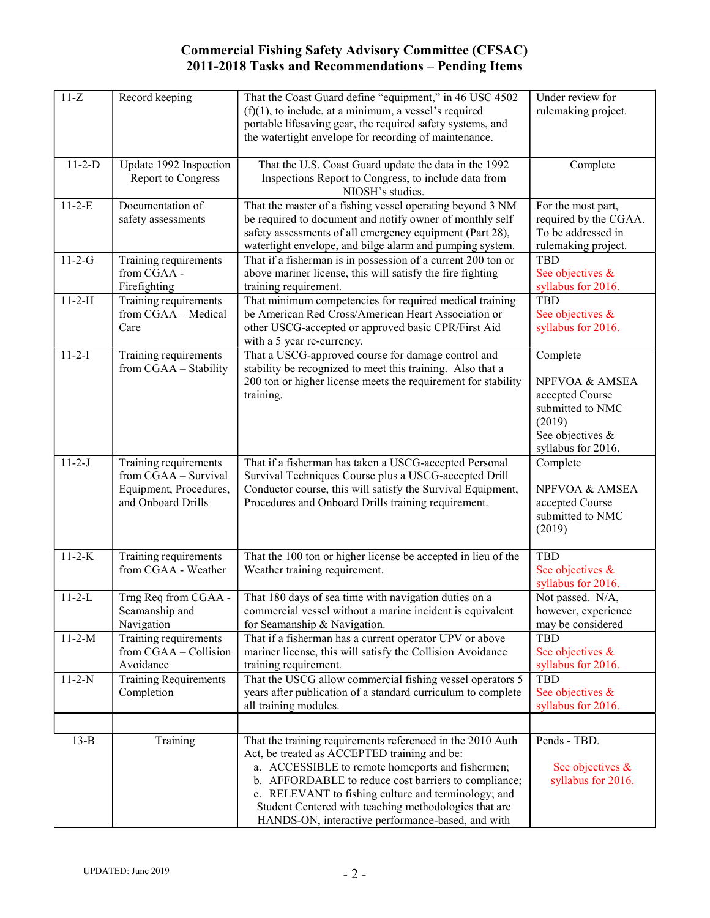# Commercial Fishing Safety Advisory Committee (CFSAC)
## 2011-2018 Tasks and Recommendations – Pending Items

| | | | |
|---|---|---|---|
| 11-Z | Record keeping | That the Coast Guard define "equipment," in 46 USC 4502 (f)(1), to include, at a minimum, a vessel's required portable lifesaving gear, the required safety systems, and the watertight envelope for recording of maintenance. | Under review for rulemaking project. |
| 11-2-D | Update 1992 Inspection Report to Congress | That the U.S. Coast Guard update the data in the 1992 Inspections Report to Congress, to include data from NIOSH's studies. | Complete |
| 11-2-E | Documentation of safety assessments | That the master of a fishing vessel operating beyond 3 NM be required to document and notify owner of monthly self safety assessments of all emergency equipment (Part 28), watertight envelope, and bilge alarm and pumping system. | For the most part, required by the CGAA. To be addressed in rulemaking project. |
| 11-2-G | Training requirements from CGAA - Firefighting | That if a fisherman is in possession of a current 200 ton or above mariner license, this will satisfy the fire fighting training requirement. | TBD See objectives & syllabus for 2016. |
| 11-2-H | Training requirements from CGAA – Medical Care | That minimum competencies for required medical training be American Red Cross/American Heart Association or other USCG-accepted or approved basic CPR/First Aid with a 5 year re-currency. | TBD See objectives & syllabus for 2016. |
| 11-2-I | Training requirements from CGAA – Stability | That a USCG-approved course for damage control and stability be recognized to meet this training. Also that a 200 ton or higher license meets the requirement for stability training. | Complete<br><br>NPFVOA & AMSEA accepted Course submitted to NMC (2019)<br>See objectives & syllabus for 2016. |
| 11-2-J | Training requirements from CGAA – Survival Equipment, Procedures, and Onboard Drills | That if a fisherman has taken a USCG-accepted Personal Survival Techniques Course plus a USCG-accepted Drill Conductor course, this will satisfy the Survival Equipment, Procedures and Onboard Drills training requirement. | Complete<br><br>NPFVOA & AMSEA accepted Course submitted to NMC (2019) |
| 11-2-K | Training requirements from CGAA - Weather | That the 100 ton or higher license be accepted in lieu of the Weather training requirement. | TBD See objectives & syllabus for 2016. |
| 11-2-L | Trng Req from CGAA - Seamanship and Navigation | That 180 days of sea time with navigation duties on a commercial vessel without a marine incident is equivalent for Seamanship & Navigation. | Not passed. N/A, however, experience may be considered |
| 11-2-M | Training requirements from CGAA – Collision Avoidance | That if a fisherman has a current operator UPV or above mariner license, this will satisfy the Collision Avoidance training requirement. | TBD See objectives & syllabus for 2016. |
| 11-2-N | Training Requirements Completion | That the USCG allow commercial fishing vessel operators 5 years after publication of a standard curriculum to complete all training modules. | TBD See objectives & syllabus for 2016. |
| | | | |
| 13-B | Training | That the training requirements referenced in the 2010 Auth Act, be treated as ACCEPTED training and be:<br>a. ACCESSIBLE to remote homeports and fishermen;<br>b. AFFORDABLE to reduce cost barriers to compliance;<br>c. RELEVANT to fishing culture and terminology; and Student Centered with teaching methodologies that are HANDS-ON, interactive performance-based, and with | Pends - TBD.<br><br>See objectives & syllabus for 2016. |

UPDATED: June 2019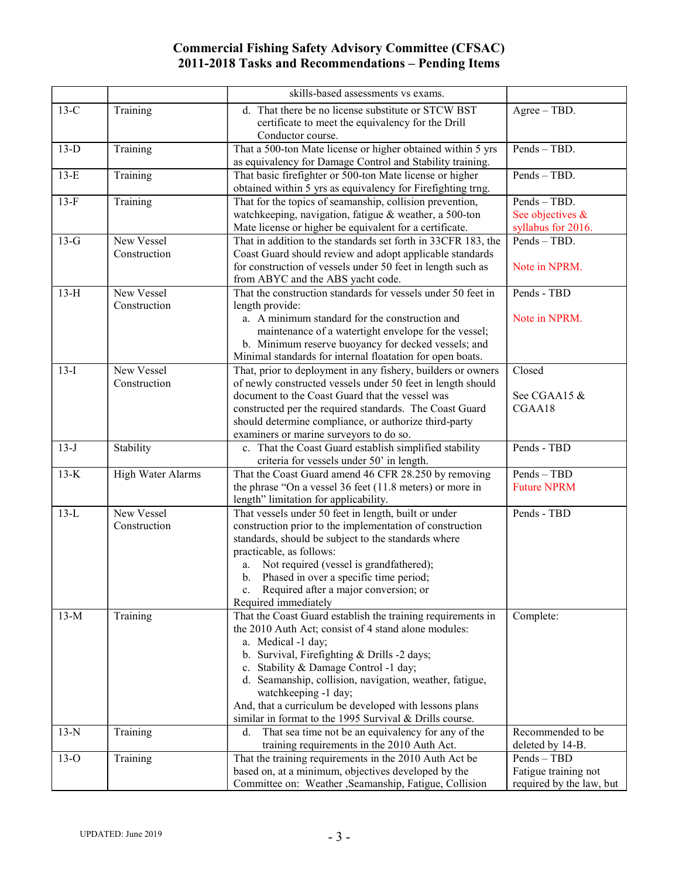# Commercial Fishing Safety Advisory Committee (CFSAC)
# 2011-2018 Tasks and Recommendations – Pending Items

| | | | |
|---|---|---|---|
| | | skills-based assessments vs exams. | |
| 13-C | Training | d. That there be no license substitute or STCW BST certificate to meet the equivalency for the Drill Conductor course. | Agree – TBD. |
| 13-D | Training | That a 500-ton Mate license or higher obtained within 5 yrs as equivalency for Damage Control and Stability training. | Pends – TBD. |
| 13-E | Training | That basic firefighter or 500-ton Mate license or higher obtained within 5 yrs as equivalency for Firefighting trng. | Pends – TBD. |
| 13-F | Training | That for the topics of seamanship, collision prevention, watchkeeping, navigation, fatigue & weather, a 500-ton Mate license or higher be equivalent for a certificate. | Pends – TBD. See objectives & syllabus for 2016. |
| 13-G | New Vessel Construction | That in addition to the standards set forth in 33CFR 183, the Coast Guard should review and adopt applicable standards for construction of vessels under 50 feet in length such as from ABYC and the ABS yacht code. | Pends – TBD. Note in NPRM. |
| 13-H | New Vessel Construction | That the construction standards for vessels under 50 feet in length provide: a. A minimum standard for the construction and maintenance of a watertight envelope for the vessel; b. Minimum reserve buoyancy for decked vessels; and Minimal standards for internal floatation for open boats. | Pends - TBD Note in NPRM. |
| 13-I | New Vessel Construction | That, prior to deployment in any fishery, builders or owners of newly constructed vessels under 50 feet in length should document to the Coast Guard that the vessel was constructed per the required standards. The Coast Guard should determine compliance, or authorize third-party examiners or marine surveyors to do so. | Closed See CGAA15 & CGAA18 |
| 13-J | Stability | c. That the Coast Guard establish simplified stability criteria for vessels under 50' in length. | Pends - TBD |
| 13-K | High Water Alarms | That the Coast Guard amend 46 CFR 28.250 by removing the phrase "On a vessel 36 feet (11.8 meters) or more in length" limitation for applicability. | Pends – TBD Future NPRM |
| 13-L | New Vessel Construction | That vessels under 50 feet in length, built or under construction prior to the implementation of construction standards, should be subject to the standards where practicable, as follows: a. Not required (vessel is grandfathered); b. Phased in over a specific time period; c. Required after a major conversion; or Required immediately | Pends - TBD |
| 13-M | Training | That the Coast Guard establish the training requirements in the 2010 Auth Act; consist of 4 stand alone modules: a. Medical -1 day; b. Survival, Firefighting & Drills -2 days; c. Stability & Damage Control -1 day; d. Seamanship, collision, navigation, weather, fatigue, watchkeeping -1 day; And, that a curriculum be developed with lessons plans similar in format to the 1995 Survival & Drills course. | Complete: |
| 13-N | Training | d. That sea time not be an equivalency for any of the training requirements in the 2010 Auth Act. | Recommended to be deleted by 14-B. |
| 13-O | Training | That the training requirements in the 2010 Auth Act be based on, at a minimum, objectives developed by the Committee on: Weather ,Seamanship, Fatigue, Collision | Pends – TBD Fatigue training not required by the law, but |

UPDATED: June 2019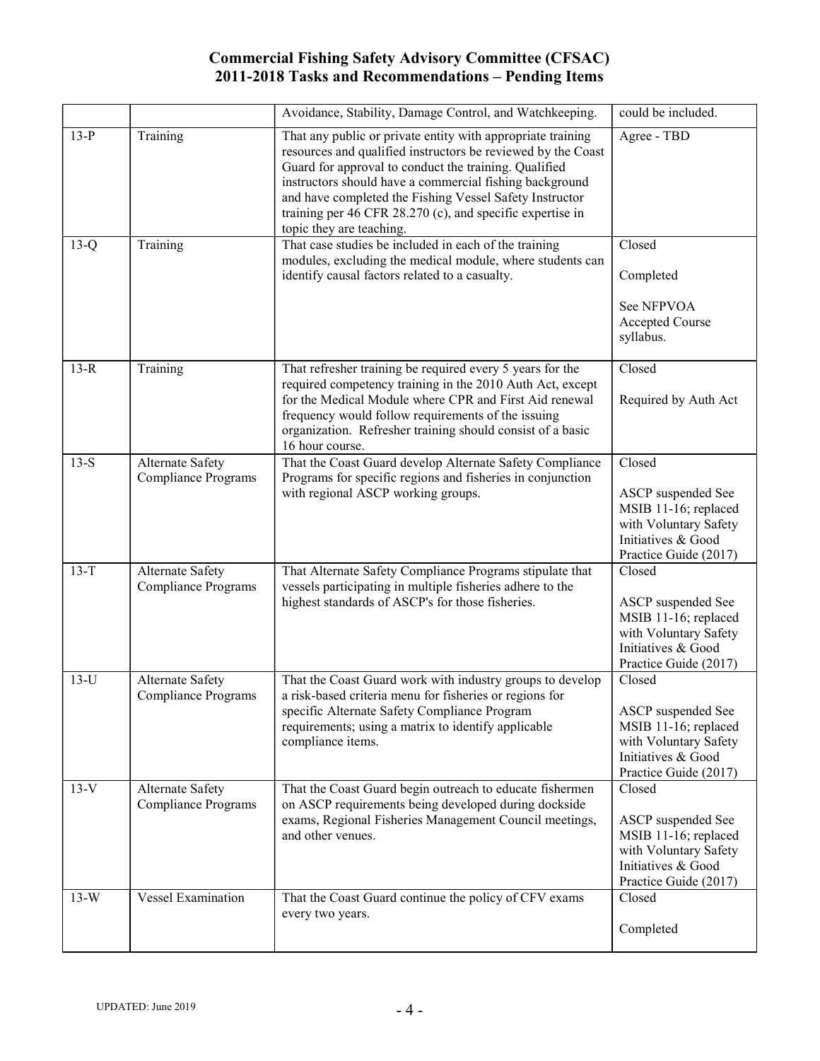# Commercial Fishing Safety Advisory Committee (CFSAC)
# 2011-2018 Tasks and Recommendations – Pending Items

| | | | |
|---|---|---|---|
| | | Avoidance, Stability, Damage Control, and Watchkeeping. | could be included. |
| 13-P | Training | That any public or private entity with appropriate training resources and qualified instructors be reviewed by the Coast Guard for approval to conduct the training. Qualified instructors should have a commercial fishing background and have completed the Fishing Vessel Safety Instructor training per 46 CFR 28.270 (c), and specific expertise in topic they are teaching. | Agree - TBD |
| 13-Q | Training | That case studies be included in each of the training modules, excluding the medical module, where students can identify causal factors related to a casualty. | Closed<br><br>Completed<br><br>See NFPVOA Accepted Course syllabus. |
| 13-R | Training | That refresher training be required every 5 years for the required competency training in the 2010 Auth Act, except for the Medical Module where CPR and First Aid renewal frequency would follow requirements of the issuing organization. Refresher training should consist of a basic 16 hour course. | Closed<br><br>Required by Auth Act |
| 13-S | Alternate Safety Compliance Programs | That the Coast Guard develop Alternate Safety Compliance Programs for specific regions and fisheries in conjunction with regional ASCP working groups. | Closed<br><br>ASCP suspended See MSIB 11-16; replaced with Voluntary Safety Initiatives & Good Practice Guide (2017) |
| 13-T | Alternate Safety Compliance Programs | That Alternate Safety Compliance Programs stipulate that vessels participating in multiple fisheries adhere to the highest standards of ASCP's for those fisheries. | Closed<br><br>ASCP suspended See MSIB 11-16; replaced with Voluntary Safety Initiatives & Good Practice Guide (2017) |
| 13-U | Alternate Safety Compliance Programs | That the Coast Guard work with industry groups to develop a risk-based criteria menu for fisheries or regions for specific Alternate Safety Compliance Program requirements; using a matrix to identify applicable compliance items. | Closed<br><br>ASCP suspended See MSIB 11-16; replaced with Voluntary Safety Initiatives & Good Practice Guide (2017) |
| 13-V | Alternate Safety Compliance Programs | That the Coast Guard begin outreach to educate fishermen on ASCP requirements being developed during dockside exams, Regional Fisheries Management Council meetings, and other venues. | Closed<br><br>ASCP suspended See MSIB 11-16; replaced with Voluntary Safety Initiatives & Good Practice Guide (2017) |
| 13-W | Vessel Examination | That the Coast Guard continue the policy of CFV exams every two years. | Closed<br><br>Completed |

UPDATED: June 2019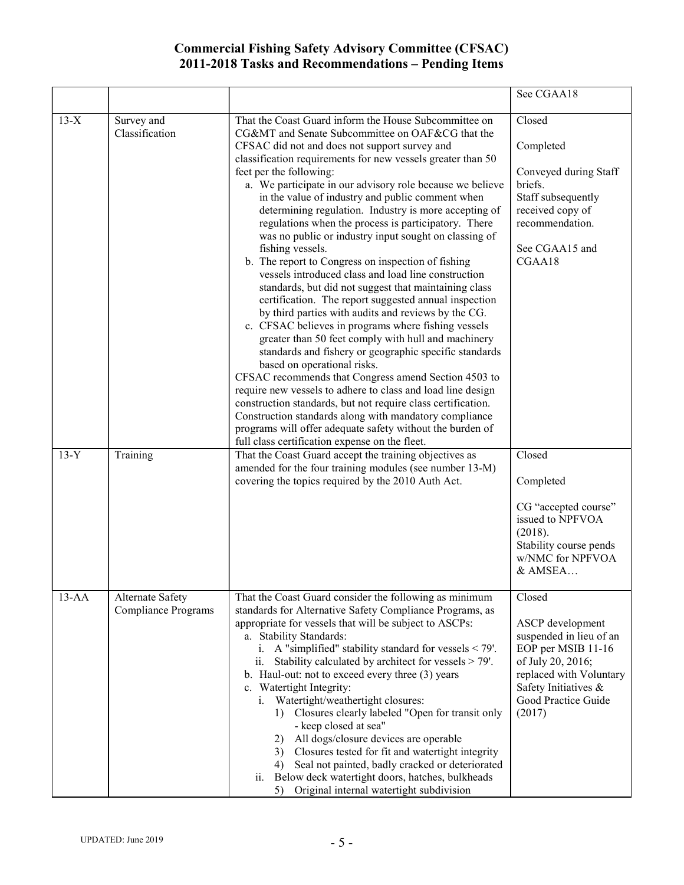# Commercial Fishing Safety Advisory Committee (CFSAC)
## 2011-2018 Tasks and Recommendations – Pending Items

| | | | |
|---|---|---|---|
| | | | See CGAA18 |
| 13-X | Survey and Classification | That the Coast Guard inform the House Subcommittee on CG&MT and Senate Subcommittee on OAF&CG that the CFSAC did not and does not support survey and classification requirements for new vessels greater than 50 feet per the following:<br>a. We participate in our advisory role because we believe in the value of industry and public comment when determining regulation. Industry is more accepting of regulations when the process is participatory. There was no public or industry input sought on classing of fishing vessels.<br>b. The report to Congress on inspection of fishing vessels introduced class and load line construction standards, but did not suggest that maintaining class certification. The report suggested annual inspection by third parties with audits and reviews by the CG.<br>c. CFSAC believes in programs where fishing vessels greater than 50 feet comply with hull and machinery standards and fishery or geographic specific standards based on operational risks.<br>CFSAC recommends that Congress amend Section 4503 to require new vessels to adhere to class and load line design construction standards, but not require class certification. Construction standards along with mandatory compliance programs will offer adequate safety without the burden of full class certification expense on the fleet. | Closed<br><br>Completed<br><br>Conveyed during Staff briefs.<br>Staff subsequently received copy of recommendation.<br><br>See CGAA15 and CGAA18 |
| 13-Y | Training | That the Coast Guard accept the training objectives as amended for the four training modules (see number 13-M) covering the topics required by the 2010 Auth Act. | Closed<br><br>Completed<br><br>CG "accepted course" issued to NPFVOA (2018).<br>Stability course pends w/NMC for NPFVOA & AMSEA… |
| 13-AA | Alternate Safety Compliance Programs | That the Coast Guard consider the following as minimum standards for Alternative Safety Compliance Programs, as appropriate for vessels that will be subject to ASCPs:<br>a. Stability Standards:<br>i. A "simplified" stability standard for vessels < 79'.<br>ii. Stability calculated by architect for vessels > 79'.<br>b. Haul-out: not to exceed every three (3) years<br>c. Watertight Integrity:<br>i. Watertight/weathertight closures:<br>1) Closures clearly labeled "Open for transit only - keep closed at sea"<br>2) All dogs/closure devices are operable<br>3) Closures tested for fit and watertight integrity<br>4) Seal not painted, badly cracked or deteriorated<br>ii. Below deck watertight doors, hatches, bulkheads<br>5) Original internal watertight subdivision | Closed<br><br>ASCP development suspended in lieu of an EOP per MSIB 11-16 of July 20, 2016; replaced with Voluntary Safety Initiatives & Good Practice Guide (2017) |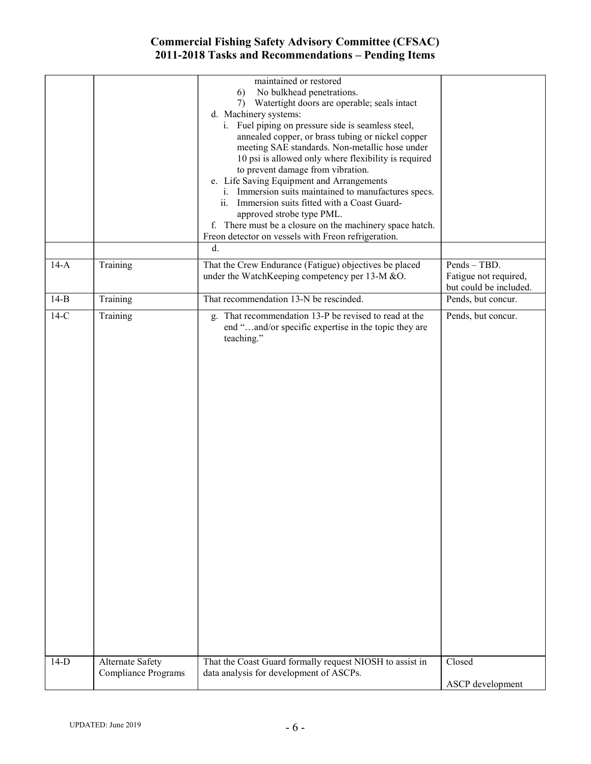# Commercial Fishing Safety Advisory Committee (CFSAC)
# 2011-2018 Tasks and Recommendations – Pending Items

| | | | |
|---|---|---|---|
| | | maintained or restored<br>6) No bulkhead penetrations.<br>7) Watertight doors are operable; seals intact<br>d. Machinery systems:<br>i. Fuel piping on pressure side is seamless steel, annealed copper, or brass tubing or nickel copper meeting SAE standards. Non-metallic hose under 10 psi is allowed only where flexibility is required to prevent damage from vibration.<br>e. Life Saving Equipment and Arrangements<br>i. Immersion suits maintained to manufactures specs.<br>ii. Immersion suits fitted with a Coast Guard-approved strobe type PML.<br>f. There must be a closure on the machinery space hatch. Freon detector on vessels with Freon refrigeration. | |
| | | d. | |
| 14-A | Training | That the Crew Endurance (Fatigue) objectives be placed under the WatchKeeping competency per 13-M &O. | Pends – TBD. Fatigue not required, but could be included. |
| 14-B | Training | That recommendation 13-N be rescinded. | Pends, but concur. |
| 14-C | Training | g. That recommendation 13-P be revised to read at the end "…and/or specific expertise in the topic they are teaching." | Pends, but concur. |
| 14-D | Alternate Safety Compliance Programs | That the Coast Guard formally request NIOSH to assist in data analysis for development of ASCPs. | Closed<br><br>ASCP development |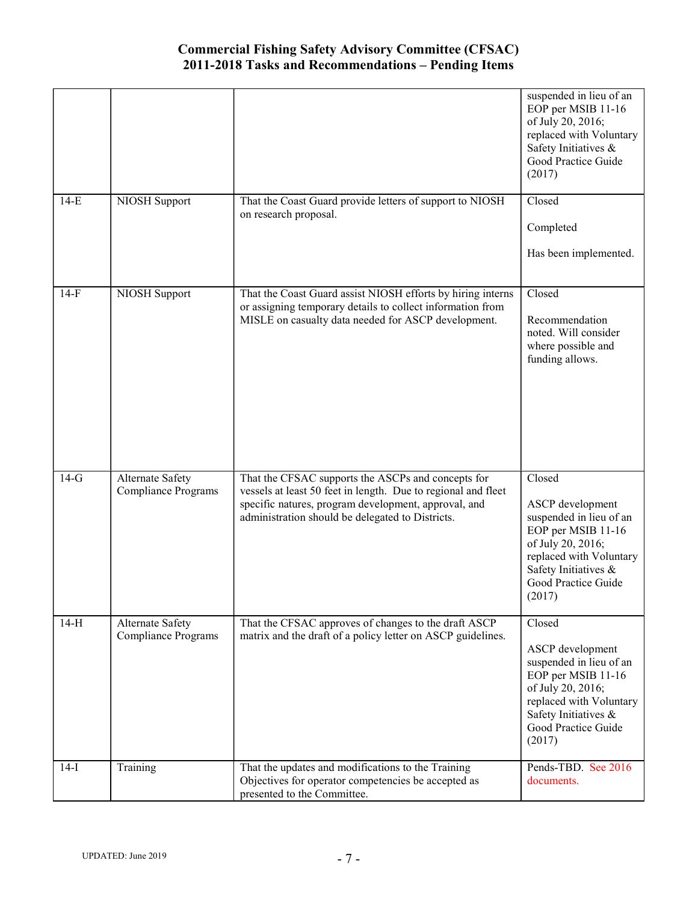| | | | suspended in lieu of an EOP per MSIB 11-16 of July 20, 2016; replaced with Voluntary Safety Initiatives & Good Practice Guide (2017) |
|---|---|---|---|
| 14-E | NIOSH Support | That the Coast Guard provide letters of support to NIOSH on research proposal. | Closed<br><br>Completed<br><br>Has been implemented. |
| 14-F | NIOSH Support | That the Coast Guard assist NIOSH efforts by hiring interns or assigning temporary details to collect information from MISLE on casualty data needed for ASCP development. | Closed<br><br>Recommendation noted. Will consider where possible and funding allows. |
| 14-G | Alternate Safety Compliance Programs | That the CFSAC supports the ASCPs and concepts for vessels at least 50 feet in length. Due to regional and fleet specific natures, program development, approval, and administration should be delegated to Districts. | Closed<br><br>ASCP development suspended in lieu of an EOP per MSIB 11-16 of July 20, 2016; replaced with Voluntary Safety Initiatives & Good Practice Guide (2017) |
| 14-H | Alternate Safety Compliance Programs | That the CFSAC approves of changes to the draft ASCP matrix and the draft of a policy letter on ASCP guidelines. | Closed<br><br>ASCP development suspended in lieu of an EOP per MSIB 11-16 of July 20, 2016; replaced with Voluntary Safety Initiatives & Good Practice Guide (2017) |
| 14-I | Training | That the updates and modifications to the Training Objectives for operator competencies be accepted as presented to the Committee. | Pends-TBD. See 2016 documents. |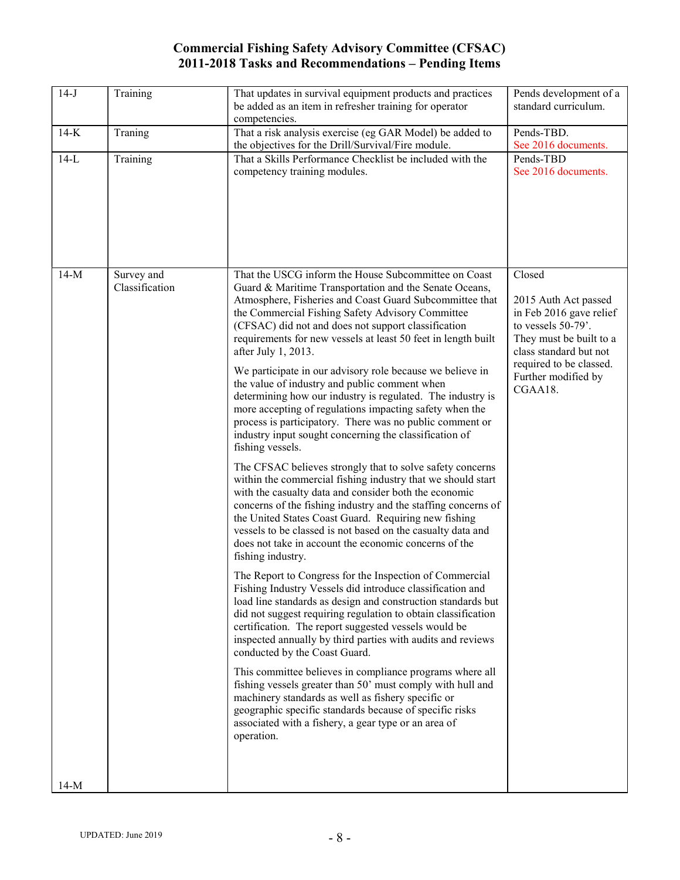# Commercial Fishing Safety Advisory Committee (CFSAC)
# 2011-2018 Tasks and Recommendations – Pending Items

| | | | |
|---|---|---|---|
| 14-J | Training | That updates in survival equipment products and practices be added as an item in refresher training for operator competencies. | Pends development of a standard curriculum. |
| 14-K | Traning | That a risk analysis exercise (eg GAR Model) be added to the objectives for the Drill/Survival/Fire module. | Pends-TBD. See 2016 documents. |
| 14-L | Training | That a Skills Performance Checklist be included with the competency training modules. | Pends-TBD See 2016 documents. |
| 14-M | Survey and Classification | That the USCG inform the House Subcommittee on Coast Guard & Maritime Transportation and the Senate Oceans, Atmosphere, Fisheries and Coast Guard Subcommittee that the Commercial Fishing Safety Advisory Committee (CFSAC) did not and does not support classification requirements for new vessels at least 50 feet in length built after July 1, 2013.<br><br>We participate in our advisory role because we believe in the value of industry and public comment when determining how our industry is regulated. The industry is more accepting of regulations impacting safety when the process is participatory. There was no public comment or industry input sought concerning the classification of fishing vessels.<br><br>The CFSAC believes strongly that to solve safety concerns within the commercial fishing industry that we should start with the casualty data and consider both the economic concerns of the fishing industry and the staffing concerns of the United States Coast Guard. Requiring new fishing vessels to be classed is not based on the casualty data and does not take in account the economic concerns of the fishing industry.<br><br>The Report to Congress for the Inspection of Commercial Fishing Industry Vessels did introduce classification and load line standards as design and construction standards but did not suggest requiring regulation to obtain classification certification. The report suggested vessels would be inspected annually by third parties with audits and reviews conducted by the Coast Guard.<br><br>This committee believes in compliance programs where all fishing vessels greater than 50' must comply with hull and machinery standards as well as fishery specific or geographic specific standards because of specific risks associated with a fishery, a gear type or an area of operation.<br><br>14-M | Closed<br><br>2015 Auth Act passed in Feb 2016 gave relief to vessels 50-79'. They must be built to a class standard but not required to be classed. Further modified by CGAA18. |

UPDATED: June 2019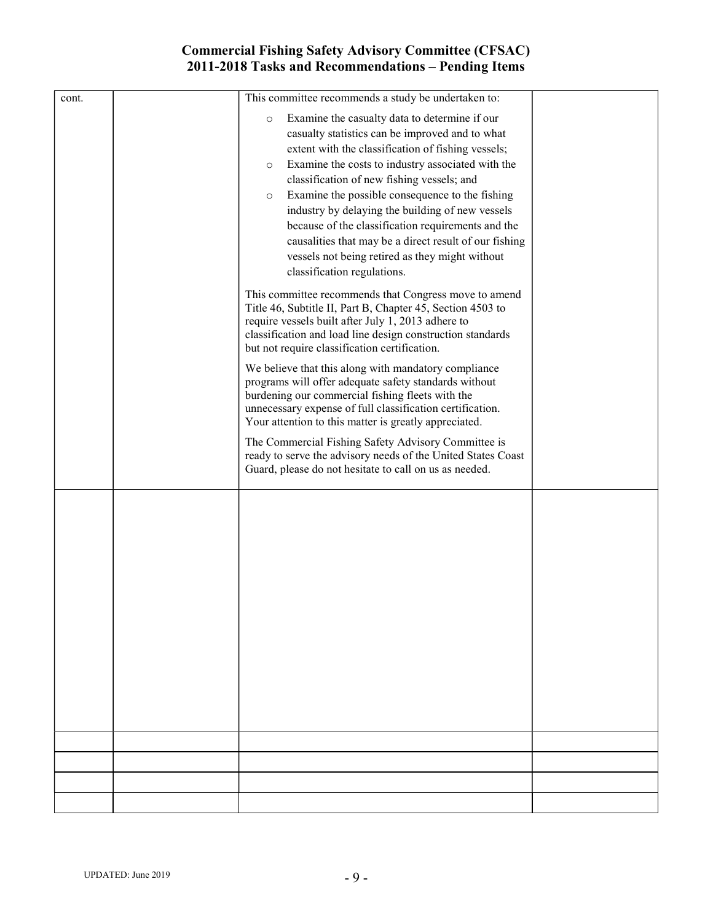# Commercial Fishing Safety Advisory Committee (CFSAC)
# 2011-2018 Tasks and Recommendations – Pending Items

| | | | |
|---|---|---|---|
| cont. | | This committee recommends a study be undertaken to:<br><br>o Examine the casualty data to determine if our casualty statistics can be improved and to what extent with the classification of fishing vessels;<br>o Examine the costs to industry associated with the classification of new fishing vessels; and<br>o Examine the possible consequence to the fishing industry by delaying the building of new vessels because of the classification requirements and the causalities that may be a direct result of our fishing vessels not being retired as they might without classification regulations.<br><br>This committee recommends that Congress move to amend Title 46, Subtitle II, Part B, Chapter 45, Section 4503 to require vessels built after July 1, 2013 adhere to classification and load line design construction standards but not require classification certification.<br><br>We believe that this along with mandatory compliance programs will offer adequate safety standards without burdening our commercial fishing fleets with the unnecessary expense of full classification certification. Your attention to this matter is greatly appreciated.<br><br>The Commercial Fishing Safety Advisory Committee is ready to serve the advisory needs of the United States Coast Guard, please do not hesitate to call on us as needed. | |
| | | | |
| | | | |
| | | | |
| | | | |
| | | | |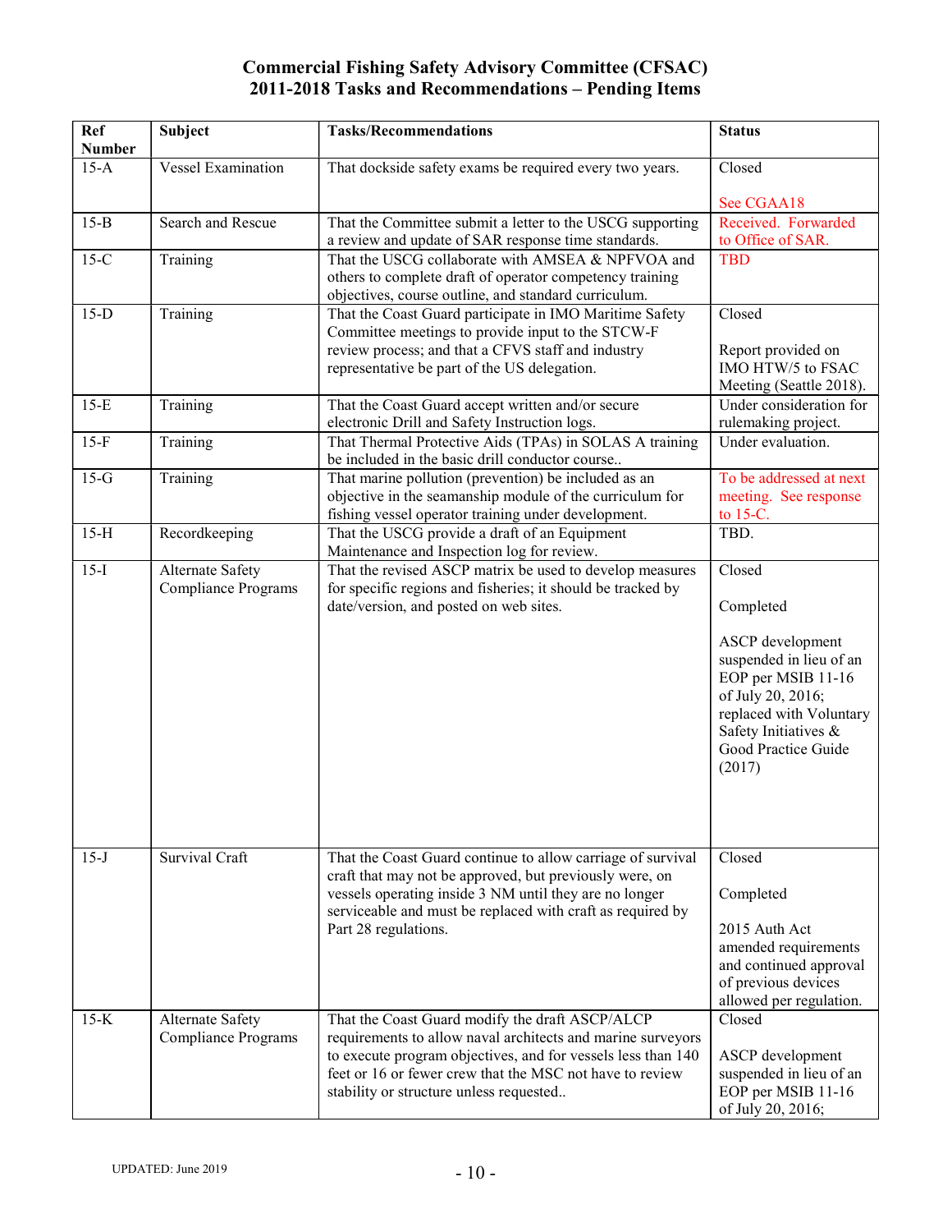**Commercial Fishing Safety Advisory Committee (CFSAC)**
**2011-2018 Tasks and Recommendations – Pending Items**

| Ref Number | Subject | Tasks/Recommendations | Status |
|---|---|---|---|
| 15-A | Vessel Examination | That dockside safety exams be required every two years. | Closed<br><br>See CGAA18 |
| 15-B | Search and Rescue | That the Committee submit a letter to the USCG supporting a review and update of SAR response time standards. | Received. Forwarded to Office of SAR. |
| 15-C | Training | That the USCG collaborate with AMSEA & NPFVOA and others to complete draft of operator competency training objectives, course outline, and standard curriculum. | TBD |
| 15-D | Training | That the Coast Guard participate in IMO Maritime Safety Committee meetings to provide input to the STCW-F review process; and that a CFVS staff and industry representative be part of the US delegation. | Closed<br><br>Report provided on IMO HTW/5 to FSAC Meeting (Seattle 2018). |
| 15-E | Training | That the Coast Guard accept written and/or secure electronic Drill and Safety Instruction logs. | Under consideration for rulemaking project. |
| 15-F | Training | That Thermal Protective Aids (TPAs) in SOLAS A training be included in the basic drill conductor course.. | Under evaluation. |
| 15-G | Training | That marine pollution (prevention) be included as an objective in the seamanship module of the curriculum for fishing vessel operator training under development. | To be addressed at next meeting. See response to 15-C. |
| 15-H | Recordkeeping | That the USCG provide a draft of an Equipment Maintenance and Inspection log for review. | TBD. |
| 15-I | Alternate Safety Compliance Programs | That the revised ASCP matrix be used to develop measures for specific regions and fisheries; it should be tracked by date/version, and posted on web sites. | Closed<br><br>Completed<br><br>ASCP development suspended in lieu of an EOP per MSIB 11-16 of July 20, 2016; replaced with Voluntary Safety Initiatives & Good Practice Guide (2017) |
| 15-J | Survival Craft | That the Coast Guard continue to allow carriage of survival craft that may not be approved, but previously were, on vessels operating inside 3 NM until they are no longer serviceable and must be replaced with craft as required by Part 28 regulations. | Closed<br><br>Completed<br><br>2015 Auth Act amended requirements and continued approval of previous devices allowed per regulation. |
| 15-K | Alternate Safety Compliance Programs | That the Coast Guard modify the draft ASCP/ALCP requirements to allow naval architects and marine surveyors to execute program objectives, and for vessels less than 140 feet or 16 or fewer crew that the MSC not have to review stability or structure unless requested.. | Closed<br><br>ASCP development suspended in lieu of an EOP per MSIB 11-16 of July 20, 2016; |

UPDATED: June 2019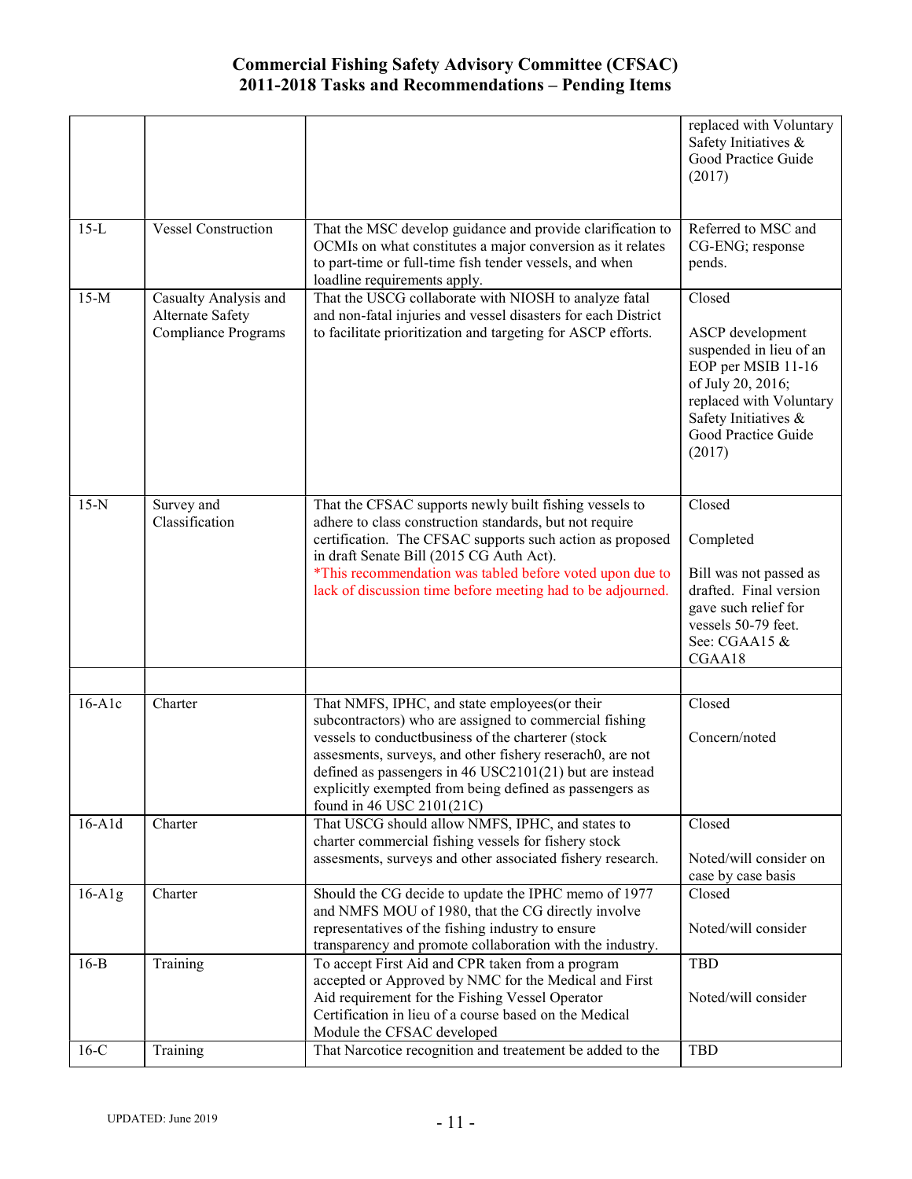# Commercial Fishing Safety Advisory Committee (CFSAC)
## 2011-2018 Tasks and Recommendations – Pending Items

| | | | |
|---|---|---|---|
| | | | replaced with Voluntary Safety Initiatives & Good Practice Guide (2017) |
| 15-L | Vessel Construction | That the MSC develop guidance and provide clarification to OCMIs on what constitutes a major conversion as it relates to part-time or full-time fish tender vessels, and when loadline requirements apply. | Referred to MSC and CG-ENG; response pends. |
| 15-M | Casualty Analysis and Alternate Safety Compliance Programs | That the USCG collaborate with NIOSH to analyze fatal and non-fatal injuries and vessel disasters for each District to facilitate prioritization and targeting for ASCP efforts. | Closed<br><br>ASCP development suspended in lieu of an EOP per MSIB 11-16 of July 20, 2016; replaced with Voluntary Safety Initiatives & Good Practice Guide (2017) |
| 15-N | Survey and Classification | That the CFSAC supports newly built fishing vessels to adhere to class construction standards, but not require certification. The CFSAC supports such action as proposed in draft Senate Bill (2015 CG Auth Act).<br>*This recommendation was tabled before voted upon due to lack of discussion time before meeting had to be adjourned. | Closed<br><br>Completed<br><br>Bill was not passed as drafted. Final version gave such relief for vessels 50-79 feet. See: CGAA15 & CGAA18 |
| | | | |
| 16-A1c | Charter | That NMFS, IPHC, and state employees(or their subcontractors) who are assigned to commercial fishing vessels to conductbusiness of the charterer (stock assesments, surveys, and other fishery reserach0, are not defined as passengers in 46 USC2101(21) but are instead explicitly exempted from being defined as passengers as found in 46 USC 2101(21C) | Closed<br><br>Concern/noted |
| 16-A1d | Charter | That USCG should allow NMFS, IPHC, and states to charter commercial fishing vessels for fishery stock assesments, surveys and other associated fishery research. | Closed<br><br>Noted/will consider on case by case basis |
| 16-A1g | Charter | Should the CG decide to update the IPHC memo of 1977 and NMFS MOU of 1980, that the CG directly involve representatives of the fishing industry to ensure transparency and promote collaboration with the industry. | Closed<br><br>Noted/will consider |
| 16-B | Training | To accept First Aid and CPR taken from a program accepted or Approved by NMC for the Medical and First Aid requirement for the Fishing Vessel Operator Certification in lieu of a course based on the Medical Module the CFSAC developed | TBD<br><br>Noted/will consider |
| 16-C | Training | That Narcotice recognition and treatement be added to the | TBD |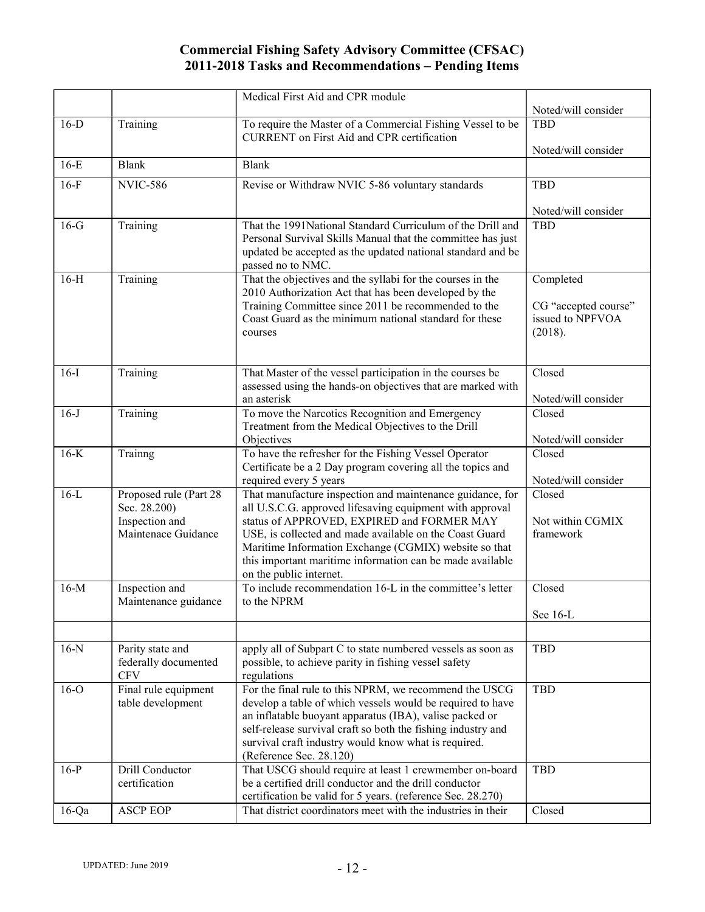# Commercial Fishing Safety Advisory Committee (CFSAC)
# 2011-2018 Tasks and Recommendations – Pending Items

| | | | |
|---|---|---|---|
| | | Medical First Aid and CPR module | Noted/will consider |
| 16-D | Training | To require the Master of a Commercial Fishing Vessel to be CURRENT on First Aid and CPR certification | TBD<br><br>Noted/will consider |
| 16-E | Blank | Blank | |
| 16-F | NVIC-586 | Revise or Withdraw NVIC 5-86 voluntary standards | TBD<br><br>Noted/will consider |
| 16-G | Training | That the 1991National Standard Curriculum of the Drill and Personal Survival Skills Manual that the committee has just updated be accepted as the updated national standard and be passed no to NMC. | TBD |
| 16-H | Training | That the objectives and the syllabi for the courses in the 2010 Authorization Act that has been developed by the Training Committee since 2011 be recommended to the Coast Guard as the minimum national standard for these courses | Completed<br><br>CG "accepted course" issued to NPFVOA (2018). |
| 16-I | Training | That Master of the vessel participation in the courses be assessed using the hands-on objectives that are marked with an asterisk | Closed<br><br>Noted/will consider |
| 16-J | Training | To move the Narcotics Recognition and Emergency Treatment from the Medical Objectives to the Drill Objectives | Closed<br><br>Noted/will consider |
| 16-K | Trainng | To have the refresher for the Fishing Vessel Operator Certificate be a 2 Day program covering all the topics and required every 5 years | Closed<br><br>Noted/will consider |
| 16-L | Proposed rule (Part 28 Sec. 28.200) Inspection and Maintenace Guidance | That manufacture inspection and maintenance guidance, for all U.S.C.G. approved lifesaving equipment with approval status of APPROVED, EXPIRED and FORMER MAY USE, is collected and made available on the Coast Guard Maritime Information Exchange (CGMIX) website so that this important maritime information can be made available on the public internet. | Closed<br><br>Not within CGMIX framework |
| 16-M | Inspection and Maintenance guidance | To include recommendation 16-L in the committee's letter to the NPRM | Closed<br><br>See 16-L |
| | | | |
| 16-N | Parity state and federally documented CFV | apply all of Subpart C to state numbered vessels as soon as possible, to achieve parity in fishing vessel safety regulations | TBD |
| 16-O | Final rule equipment table development | For the final rule to this NPRM, we recommend the USCG develop a table of which vessels would be required to have an inflatable buoyant apparatus (IBA), valise packed or self-release survival craft so both the fishing industry and survival craft industry would know what is required. (Reference Sec. 28.120) | TBD |
| 16-P | Drill Conductor certification | That USCG should require at least 1 crewmember on-board be a certified drill conductor and the drill conductor certification be valid for 5 years. (reference Sec. 28.270) | TBD |
| 16-Qa | ASCP EOP | That district coordinators meet with the industries in their | Closed |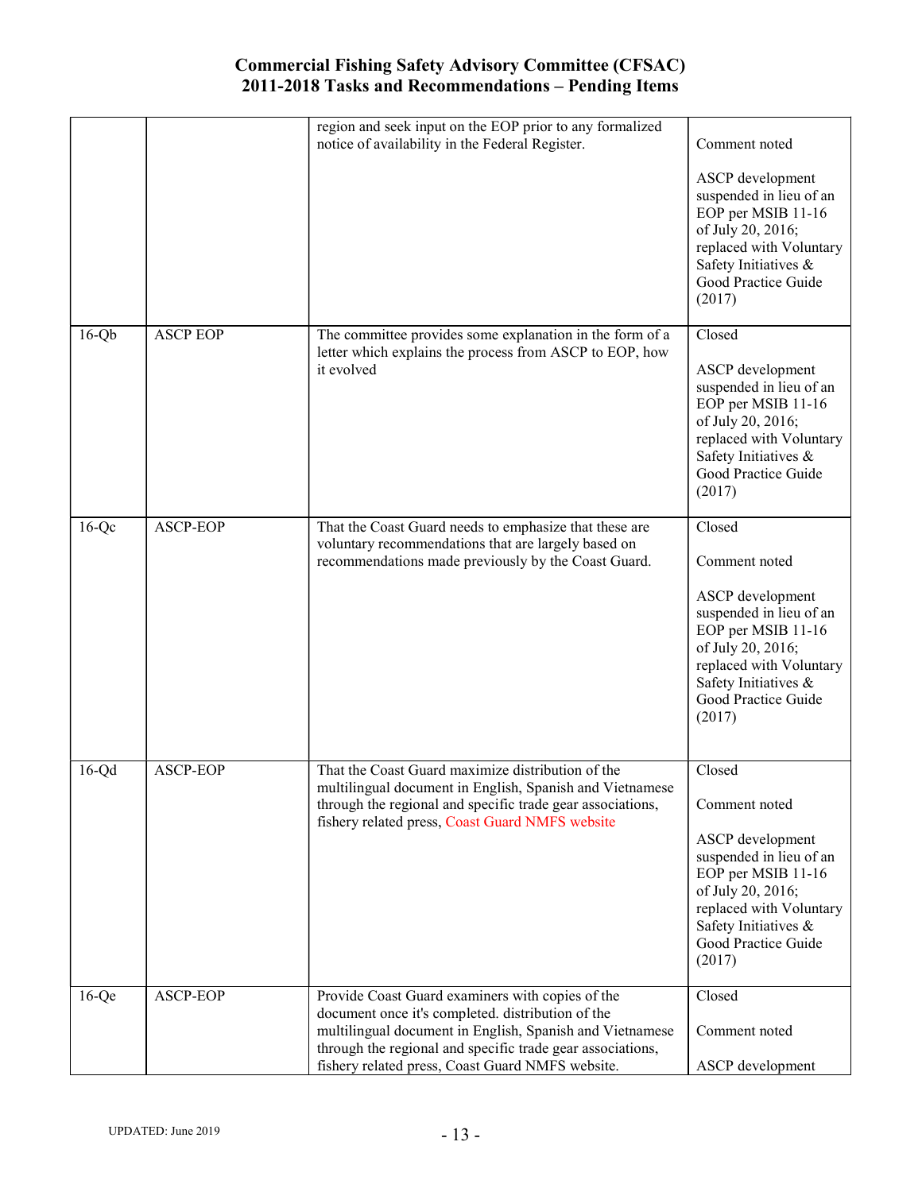| | | region and seek input on the EOP prior to any formalized notice of availability in the Federal Register. | Comment noted<br><br>ASCP development suspended in lieu of an EOP per MSIB 11-16 of July 20, 2016; replaced with Voluntary Safety Initiatives & Good Practice Guide (2017) |
|---|---|---|---|
| 16-Qb | ASCP EOP | The committee provides some explanation in the form of a letter which explains the process from ASCP to EOP, how it evolved | Closed<br><br>ASCP development suspended in lieu of an EOP per MSIB 11-16 of July 20, 2016; replaced with Voluntary Safety Initiatives & Good Practice Guide (2017) |
| 16-Qc | ASCP-EOP | That the Coast Guard needs to emphasize that these are voluntary recommendations that are largely based on recommendations made previously by the Coast Guard. | Closed<br><br>Comment noted<br><br>ASCP development suspended in lieu of an EOP per MSIB 11-16 of July 20, 2016; replaced with Voluntary Safety Initiatives & Good Practice Guide (2017) |
| 16-Qd | ASCP-EOP | That the Coast Guard maximize distribution of the multilingual document in English, Spanish and Vietnamese through the regional and specific trade gear associations, fishery related press, Coast Guard NMFS website | Closed<br><br>Comment noted<br><br>ASCP development suspended in lieu of an EOP per MSIB 11-16 of July 20, 2016; replaced with Voluntary Safety Initiatives & Good Practice Guide (2017) |
| 16-Qe | ASCP-EOP | Provide Coast Guard examiners with copies of the document once it's completed. distribution of the multilingual document in English, Spanish and Vietnamese through the regional and specific trade gear associations, fishery related press, Coast Guard NMFS website. | Closed<br><br>Comment noted<br><br>ASCP development |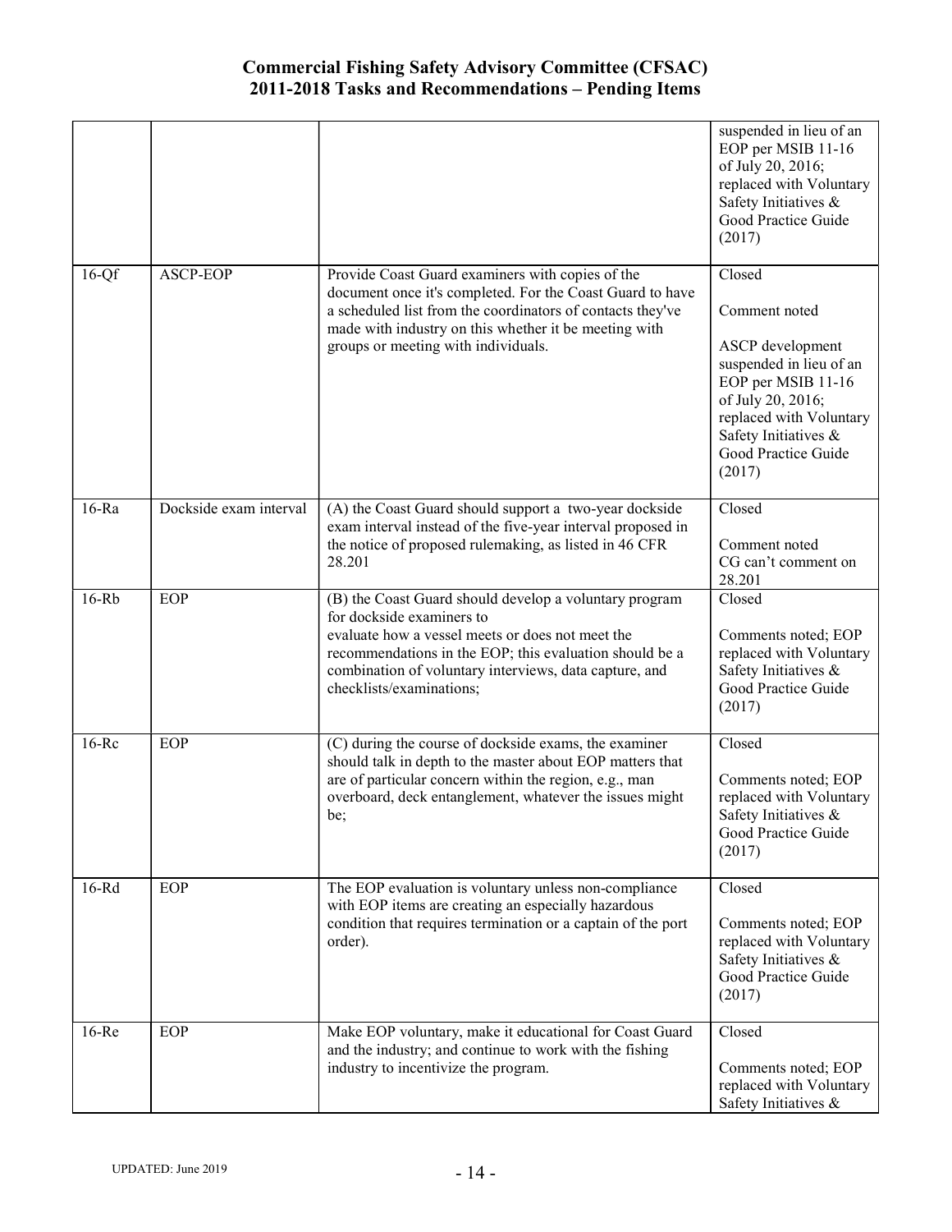| | | | |
|---|---|---|---|
| | | | suspended in lieu of an EOP per MSIB 11-16 of July 20, 2016; replaced with Voluntary Safety Initiatives & Good Practice Guide (2017) |
| 16-Qf | ASCP-EOP | Provide Coast Guard examiners with copies of the document once it's completed. For the Coast Guard to have a scheduled list from the coordinators of contacts they've made with industry on this whether it be meeting with groups or meeting with individuals. | Closed<br><br>Comment noted<br><br>ASCP development suspended in lieu of an EOP per MSIB 11-16 of July 20, 2016; replaced with Voluntary Safety Initiatives & Good Practice Guide (2017) |
| 16-Ra | Dockside exam interval | (A) the Coast Guard should support a two-year dockside exam interval instead of the five-year interval proposed in the notice of proposed rulemaking, as listed in 46 CFR 28.201 | Closed<br><br>Comment noted<br>CG can't comment on 28.201 |
| 16-Rb | EOP | (B) the Coast Guard should develop a voluntary program for dockside examiners to evaluate how a vessel meets or does not meet the recommendations in the EOP; this evaluation should be a combination of voluntary interviews, data capture, and checklists/examinations; | Closed<br><br>Comments noted; EOP replaced with Voluntary Safety Initiatives & Good Practice Guide (2017) |
| 16-Rc | EOP | (C) during the course of dockside exams, the examiner should talk in depth to the master about EOP matters that are of particular concern within the region, e.g., man overboard, deck entanglement, whatever the issues might be; | Closed<br><br>Comments noted; EOP replaced with Voluntary Safety Initiatives & Good Practice Guide (2017) |
| 16-Rd | EOP | The EOP evaluation is voluntary unless non-compliance with EOP items are creating an especially hazardous condition that requires termination or a captain of the port order). | Closed<br><br>Comments noted; EOP replaced with Voluntary Safety Initiatives & Good Practice Guide (2017) |
| 16-Re | EOP | Make EOP voluntary, make it educational for Coast Guard and the industry; and continue to work with the fishing industry to incentivize the program. | Closed<br><br>Comments noted; EOP replaced with Voluntary Safety Initiatives & |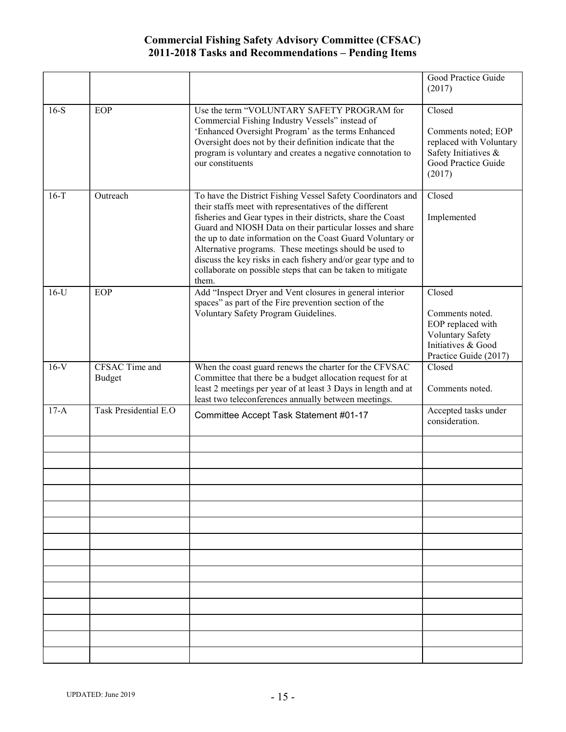# Commercial Fishing Safety Advisory Committee (CFSAC)
## 2011-2018 Tasks and Recommendations – Pending Items

| | | | |
|---|---|---|---|
| | | | Good Practice Guide (2017) |
| 16-S | EOP | Use the term "VOLUNTARY SAFETY PROGRAM for Commercial Fishing Industry Vessels" instead of 'Enhanced Oversight Program' as the terms Enhanced Oversight does not by their definition indicate that the program is voluntary and creates a negative connotation to our constituents | Closed<br><br>Comments noted; EOP replaced with Voluntary Safety Initiatives & Good Practice Guide (2017) |
| 16-T | Outreach | To have the District Fishing Vessel Safety Coordinators and their staffs meet with representatives of the different fisheries and Gear types in their districts, share the Coast Guard and NIOSH Data on their particular losses and share the up to date information on the Coast Guard Voluntary or Alternative programs. These meetings should be used to discuss the key risks in each fishery and/or gear type and to collaborate on possible steps that can be taken to mitigate them. | Closed<br><br>Implemented |
| 16-U | EOP | Add "Inspect Dryer and Vent closures in general interior spaces" as part of the Fire prevention section of the Voluntary Safety Program Guidelines. | Closed<br><br>Comments noted. EOP replaced with Voluntary Safety Initiatives & Good Practice Guide (2017) |
| 16-V | CFSAC Time and Budget | When the coast guard renews the charter for the CFVSAC Committee that there be a budget allocation request for at least 2 meetings per year of at least 3 Days in length and at least two teleconferences annually between meetings. | Closed<br><br>Comments noted. |
| 17-A | Task Presidential E.O | Committee Accept Task Statement #01-17 | Accepted tasks under consideration. |
| | | | |
| | | | |
| | | | |
| | | | |
| | | | |
| | | | |
| | | | |
| | | | |
| | | | |
| | | | |
| | | | |
| | | | |
| | | | |
| | | | |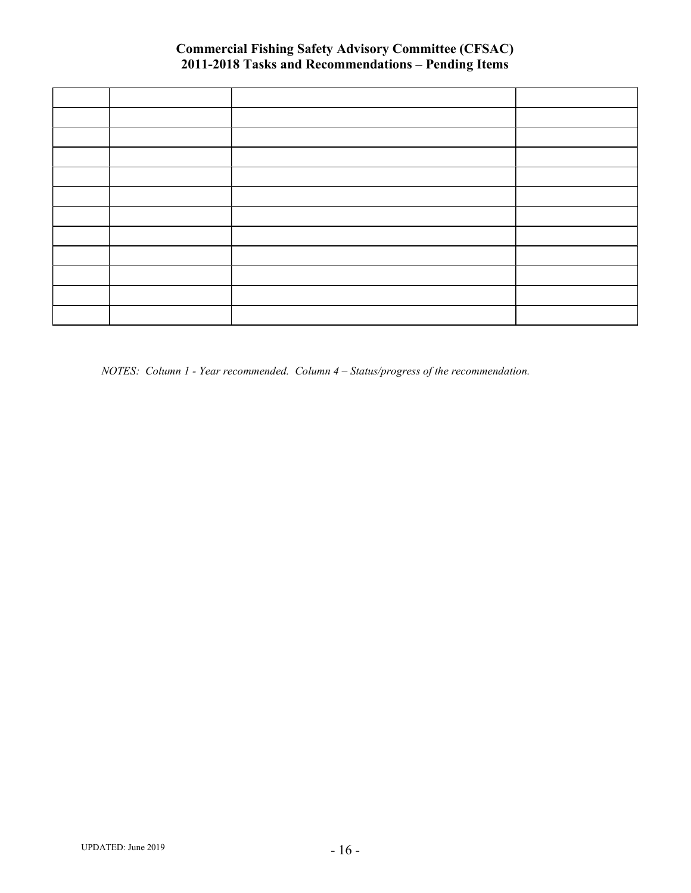# Commercial Fishing Safety Advisory Committee (CFSAC)
## 2011-2018 Tasks and Recommendations – Pending Items

| | | | |
|---|---|---|---|
| | | | |
| | | | |
| | | | |
| | | | |
| | | | |
| | | | |
| | | | |
| | | | |
| | | | |
| | | | |
| | | | |
| | | | |

*NOTES: Column 1 - Year recommended. Column 4 – Status/progress of the recommendation.*

UPDATED: June 2019